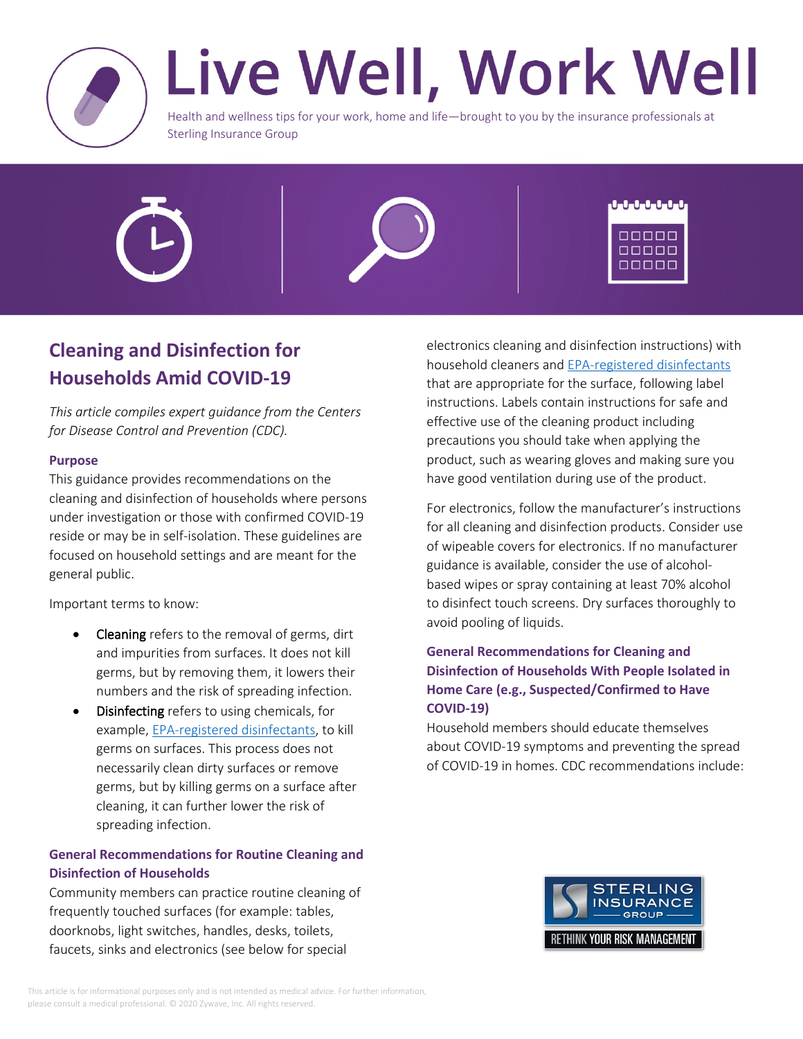# Live Well, Work Well

Health and wellness tips for your work, home and life—brought to you by the insurance professionals at Sterling Insurance Group

## Cleaning and Disinfection for Households Amid COVID-19

*This article compiles expert guidance from the Centers for Disease Control and Prevention (CDC).*

### Purpose

This guidance provides recommendations on the cleaning and disinfection of households where persons under investigation or those with confirmed COVID-19 reside or may be in self-isolation. These guidelines are focused on household settings and are meant for the general public.

Important terms to know:

- Cleaning refers to the removal of germs, dirt and impurities from surfaces. It does not kill germs, but by removing them, it lowers their numbers and the risk of spreading infection.
- Disinfecting refers to using chemicals, for example, EPA-registered disinfectants, to kill germs on surfaces. This process does not necessarily clean dirty surfaces or remove germs, but by killing germs on a surface after cleaning, it can further lower the risk of spreading infection.

### General Recommendations for Routine Cleaning and Disinfection of Households

Community members can practice routine cleaning of frequently touched surfaces (for example: tables, doorknobs, light switches, handles, desks, toilets, faucets, sinks and electronics (see below for special electronics cleaning and disinfection instructions) with household cleaners and EPA-registered disinfectants that are appropriate for the surface, following label instructions. Labels contain instructions for safe and effective use of the cleaning product including precautions you should take when applying the product, such as wearing gloves and making sure you have good ventilation during use of the product.

For electronics, follow the manufacturer's instructions for all cleaning and disinfection products. Consider use of wipeable covers for electronics. If no manufacturer guidance is available, consider the use of alcohol-based wipes or spray containing at least 70% alcohol to disinfect touch screens. Dry surfaces thoroughly to avoid pooling of liquids.

### General Recommendations for Cleaning and Disinfection of Households With People Isolated in Home Care (e.g., Suspected/Confirmed to Have COVID-19)

Household members should educate themselves about COVID-19 symptoms and preventing the spread of COVID-19 in homes. CDC recommendations include:

STERLING INSURANCE GROUP
RETHINK YOUR RISK MANAGEMENT

This article is for informational purposes only and is not intended as medical advice. For further information, please consult a medical professional. © 2020 Zywave, Inc. All rights reserved.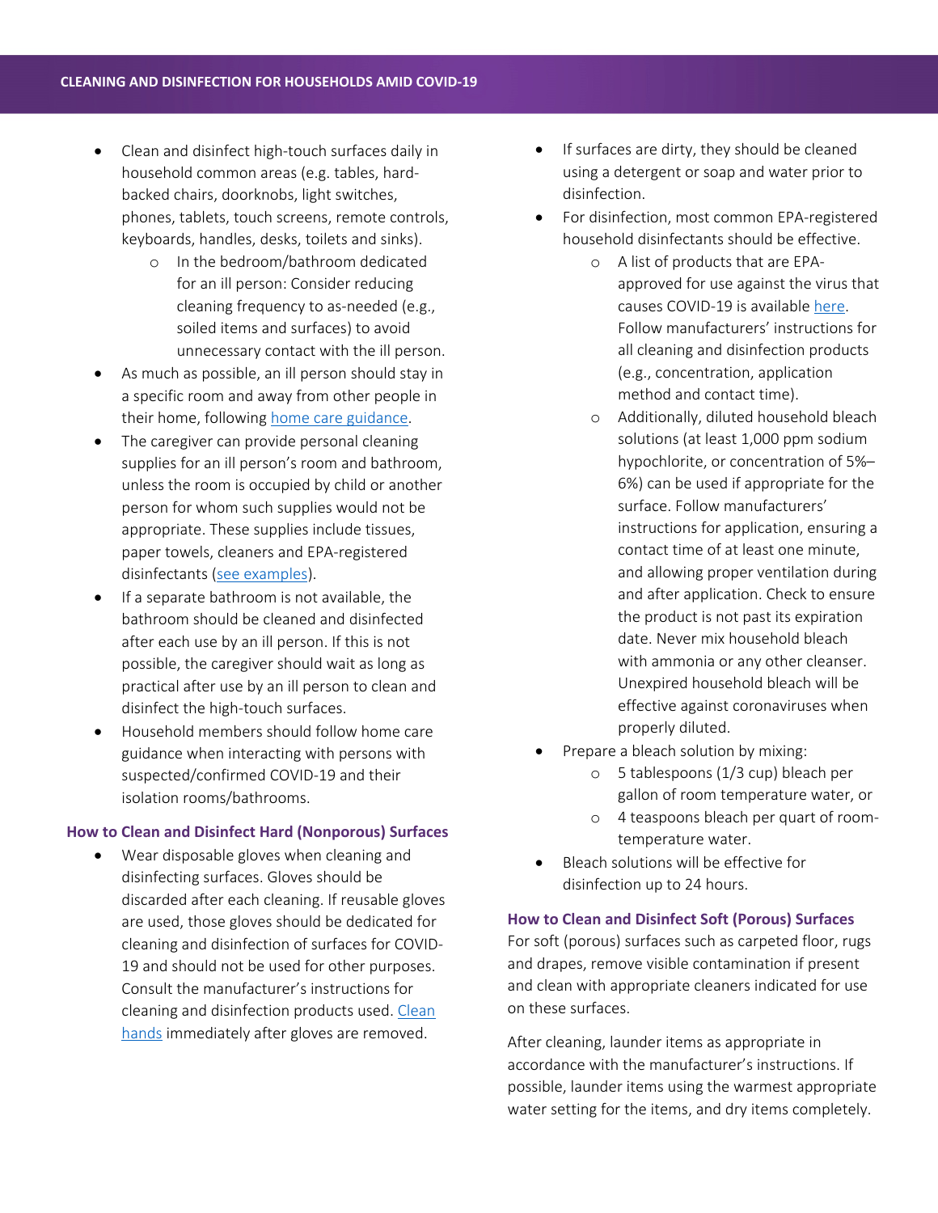- Clean and disinfect high-touch surfaces daily in household common areas (e.g. tables, hard-backed chairs, doorknobs, light switches, phones, tablets, touch screens, remote controls, keyboards, handles, desks, toilets and sinks).
  - In the bedroom/bathroom dedicated for an ill person: Consider reducing cleaning frequency to as-needed (e.g., soiled items and surfaces) to avoid unnecessary contact with the ill person.
- As much as possible, an ill person should stay in a specific room and away from other people in their home, following [home care guidance](#).
- The caregiver can provide personal cleaning supplies for an ill person's room and bathroom, unless the room is occupied by child or another person for whom such supplies would not be appropriate. These supplies include tissues, paper towels, cleaners and EPA-registered disinfectants ([see examples](#)).
- If a separate bathroom is not available, the bathroom should be cleaned and disinfected after each use by an ill person. If this is not possible, the caregiver should wait as long as practical after use by an ill person to clean and disinfect the high-touch surfaces.
- Household members should follow home care guidance when interacting with persons with suspected/confirmed COVID-19 and their isolation rooms/bathrooms.

### How to Clean and Disinfect Hard (Nonporous) Surfaces

- Wear disposable gloves when cleaning and disinfecting surfaces. Gloves should be discarded after each cleaning. If reusable gloves are used, those gloves should be dedicated for cleaning and disinfection of surfaces for COVID-19 and should not be used for other purposes. Consult the manufacturer's instructions for cleaning and disinfection products used. [Clean hands](#) immediately after gloves are removed.
- If surfaces are dirty, they should be cleaned using a detergent or soap and water prior to disinfection.
- For disinfection, most common EPA-registered household disinfectants should be effective.
  - A list of products that are EPA-approved for use against the virus that causes COVID-19 is available [here](#). Follow manufacturers' instructions for all cleaning and disinfection products (e.g., concentration, application method and contact time).
  - Additionally, diluted household bleach solutions (at least 1,000 ppm sodium hypochlorite, or concentration of 5%–6%) can be used if appropriate for the surface. Follow manufacturers' instructions for application, ensuring a contact time of at least one minute, and allowing proper ventilation during and after application. Check to ensure the product is not past its expiration date. Never mix household bleach with ammonia or any other cleanser. Unexpired household bleach will be effective against coronaviruses when properly diluted.
- Prepare a bleach solution by mixing:
  - 5 tablespoons (1/3 cup) bleach per gallon of room temperature water, or
  - 4 teaspoons bleach per quart of room-temperature water.
- Bleach solutions will be effective for disinfection up to 24 hours.

### How to Clean and Disinfect Soft (Porous) Surfaces

For soft (porous) surfaces such as carpeted floor, rugs and drapes, remove visible contamination if present and clean with appropriate cleaners indicated for use on these surfaces.

After cleaning, launder items as appropriate in accordance with the manufacturer's instructions. If possible, launder items using the warmest appropriate water setting for the items, and dry items completely.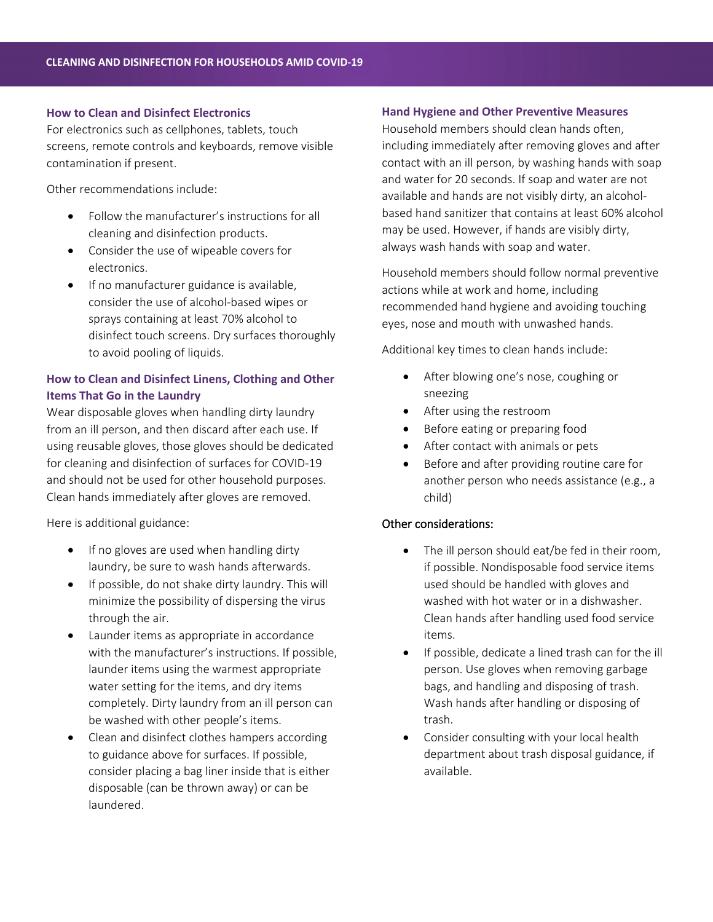### How to Clean and Disinfect Electronics

For electronics such as cellphones, tablets, touch screens, remote controls and keyboards, remove visible contamination if present.

Other recommendations include:

- Follow the manufacturer's instructions for all cleaning and disinfection products.
- Consider the use of wipeable covers for electronics.
- If no manufacturer guidance is available, consider the use of alcohol-based wipes or sprays containing at least 70% alcohol to disinfect touch screens. Dry surfaces thoroughly to avoid pooling of liquids.

### How to Clean and Disinfect Linens, Clothing and Other Items That Go in the Laundry

Wear disposable gloves when handling dirty laundry from an ill person, and then discard after each use. If using reusable gloves, those gloves should be dedicated for cleaning and disinfection of surfaces for COVID-19 and should not be used for other household purposes. Clean hands immediately after gloves are removed.

Here is additional guidance:

- If no gloves are used when handling dirty laundry, be sure to wash hands afterwards.
- If possible, do not shake dirty laundry. This will minimize the possibility of dispersing the virus through the air.
- Launder items as appropriate in accordance with the manufacturer's instructions. If possible, launder items using the warmest appropriate water setting for the items, and dry items completely. Dirty laundry from an ill person can be washed with other people's items.
- Clean and disinfect clothes hampers according to guidance above for surfaces. If possible, consider placing a bag liner inside that is either disposable (can be thrown away) or can be laundered.

### Hand Hygiene and Other Preventive Measures

Household members should clean hands often, including immediately after removing gloves and after contact with an ill person, by washing hands with soap and water for 20 seconds. If soap and water are not available and hands are not visibly dirty, an alcohol-based hand sanitizer that contains at least 60% alcohol may be used. However, if hands are visibly dirty, always wash hands with soap and water.

Household members should follow normal preventive actions while at work and home, including recommended hand hygiene and avoiding touching eyes, nose and mouth with unwashed hands.

Additional key times to clean hands include:

- After blowing one's nose, coughing or sneezing
- After using the restroom
- Before eating or preparing food
- After contact with animals or pets
- Before and after providing routine care for another person who needs assistance (e.g., a child)

#### Other considerations:

- The ill person should eat/be fed in their room, if possible. Nondisposable food service items used should be handled with gloves and washed with hot water or in a dishwasher. Clean hands after handling used food service items.
- If possible, dedicate a lined trash can for the ill person. Use gloves when removing garbage bags, and handling and disposing of trash. Wash hands after handling or disposing of trash.
- Consider consulting with your local health department about trash disposal guidance, if available.